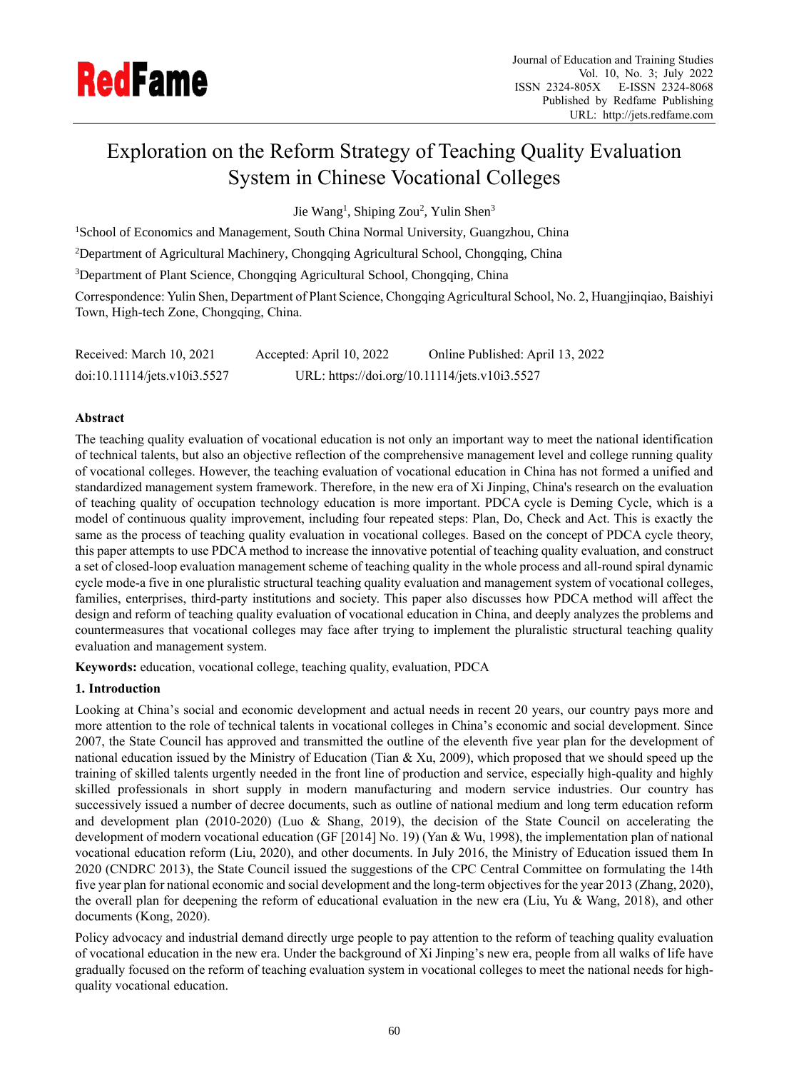# Exploration on the Reform Strategy of Teaching Quality Evaluation System in Chinese Vocational Colleges

Jie Wang[1], Shiping Zou[2], Yulin Shen[3]

[1]School of Economics and Management, South China Normal University, Guangzhou, China

[2]Department of Agricultural Machinery, Chongqing Agricultural School, Chongqing, China

[3]Department of Plant Science, Chongqing Agricultural School, Chongqing, China

Correspondence: Yulin Shen, Department of Plant Science, Chongqing Agricultural School, No. 2, Huangjinqiao, Baishiyi Town, High-tech Zone, Chongqing, China.

Received: March 10, 2021 Accepted: April 10, 2022 Online Published: April 13, 2022

doi:10.11114/jets.v10i3.5527 URL: https://doi.org/10.11114/jets.v10i3.5527

**Abstract**

The teaching quality evaluation of vocational education is not only an important way to meet the national identification of technical talents, but also an objective reflection of the comprehensive management level and college running quality of vocational colleges. However, the teaching evaluation of vocational education in China has not formed a unified and standardized management system framework. Therefore, in the new era of Xi Jinping, China's research on the evaluation of teaching quality of occupation technology education is more important. PDCA cycle is Deming Cycle, which is a model of continuous quality improvement, including four repeated steps: Plan, Do, Check and Act. This is exactly the same as the process of teaching quality evaluation in vocational colleges. Based on the concept of PDCA cycle theory, this paper attempts to use PDCA method to increase the innovative potential of teaching quality evaluation, and construct a set of closed-loop evaluation management scheme of teaching quality in the whole process and all-round spiral dynamic cycle mode-a five in one pluralistic structural teaching quality evaluation and management system of vocational colleges, families, enterprises, third-party institutions and society. This paper also discusses how PDCA method will affect the design and reform of teaching quality evaluation of vocational education in China, and deeply analyzes the problems and countermeasures that vocational colleges may face after trying to implement the pluralistic structural teaching quality evaluation and management system.

**Keywords:** education, vocational college, teaching quality, evaluation, PDCA

## 1. Introduction

Looking at China's social and economic development and actual needs in recent 20 years, our country pays more and more attention to the role of technical talents in vocational colleges in China's economic and social development. Since 2007, the State Council has approved and transmitted the outline of the eleventh five year plan for the development of national education issued by the Ministry of Education (Tian & Xu, 2009), which proposed that we should speed up the training of skilled talents urgently needed in the front line of production and service, especially high-quality and highly skilled professionals in short supply in modern manufacturing and modern service industries. Our country has successively issued a number of decree documents, such as outline of national medium and long term education reform and development plan (2010-2020) (Luo & Shang, 2019), the decision of the State Council on accelerating the development of modern vocational education (GF [2014] No. 19) (Yan & Wu, 1998), the implementation plan of national vocational education reform (Liu, 2020), and other documents. In July 2016, the Ministry of Education issued them In 2020 (CNDRC 2013), the State Council issued the suggestions of the CPC Central Committee on formulating the 14th five year plan for national economic and social development and the long-term objectives for the year 2013 (Zhang, 2020), the overall plan for deepening the reform of educational evaluation in the new era (Liu, Yu & Wang, 2018), and other documents (Kong, 2020).

Policy advocacy and industrial demand directly urge people to pay attention to the reform of teaching quality evaluation of vocational education in the new era. Under the background of Xi Jinping's new era, people from all walks of life have gradually focused on the reform of teaching evaluation system in vocational colleges to meet the national needs for high-quality vocational education.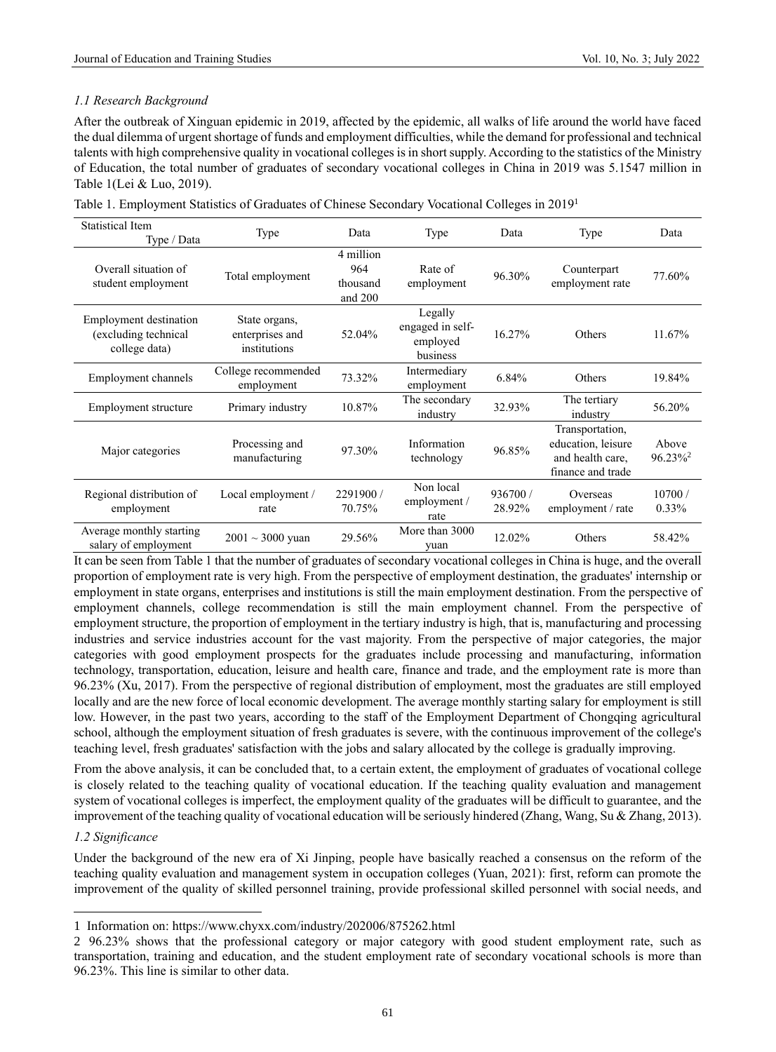### *1.1 Research Background*

After the outbreak of Xinguan epidemic in 2019, affected by the epidemic, all walks of life around the world have faced the dual dilemma of urgent shortage of funds and employment difficulties, while the demand for professional and technical talents with high comprehensive quality in vocational colleges is in short supply. According to the statistics of the Ministry of Education, the total number of graduates of secondary vocational colleges in China in 2019 was 5.1547 million in Table 1(Lei & Luo, 2019).

Table 1. Employment Statistics of Graduates of Chinese Secondary Vocational Colleges in 2019[1]

| Statistical Item Type / Data | Type | Data | Type | Data | Type | Data |
|---|---|---|---|---|---|---|
| Overall situation of student employment | Total employment | 4 million 964 thousand and 200 | Rate of employment | 96.30% | Counterpart employment rate | 77.60% |
| Employment destination (excluding technical college data) | State organs, enterprises and institutions | 52.04% | Legally engaged in self-employed business | 16.27% | Others | 11.67% |
| Employment channels | College recommended employment | 73.32% | Intermediary employment | 6.84% | Others | 19.84% |
| Employment structure | Primary industry | 10.87% | The secondary industry | 32.93% | The tertiary industry | 56.20% |
| Major categories | Processing and manufacturing | 97.30% | Information technology | 96.85% | Transportation, education, leisure and health care, finance and trade | Above 96.23%[2] |
| Regional distribution of employment | Local employment / rate | 2291900 / 70.75% | Non local employment / rate | 936700 / 28.92% | Overseas employment / rate | 10700 / 0.33% |
| Average monthly starting salary of employment | 2001 ~ 3000 yuan | 29.56% | More than 3000 yuan | 12.02% | Others | 58.42% |

It can be seen from Table 1 that the number of graduates of secondary vocational colleges in China is huge, and the overall proportion of employment rate is very high. From the perspective of employment destination, the graduates' internship or employment in state organs, enterprises and institutions is still the main employment destination. From the perspective of employment channels, college recommendation is still the main employment channel. From the perspective of employment structure, the proportion of employment in the tertiary industry is high, that is, manufacturing and processing industries and service industries account for the vast majority. From the perspective of major categories, the major categories with good employment prospects for the graduates include processing and manufacturing, information technology, transportation, education, leisure and health care, finance and trade, and the employment rate is more than 96.23% (Xu, 2017). From the perspective of regional distribution of employment, most the graduates are still employed locally and are the new force of local economic development. The average monthly starting salary for employment is still low. However, in the past two years, according to the staff of the Employment Department of Chongqing agricultural school, although the employment situation of fresh graduates is severe, with the continuous improvement of the college's teaching level, fresh graduates' satisfaction with the jobs and salary allocated by the college is gradually improving.

From the above analysis, it can be concluded that, to a certain extent, the employment of graduates of vocational college is closely related to the teaching quality of vocational education. If the teaching quality evaluation and management system of vocational colleges is imperfect, the employment quality of the graduates will be difficult to guarantee, and the improvement of the teaching quality of vocational education will be seriously hindered (Zhang, Wang, Su & Zhang, 2013).

### *1.2 Significance*

Under the background of the new era of Xi Jinping, people have basically reached a consensus on the reform of the teaching quality evaluation and management system in occupation colleges (Yuan, 2021): first, reform can promote the improvement of the quality of skilled personnel training, provide professional skilled personnel with social needs, and

1 Information on: https://www.chyxx.com/industry/202006/875262.html

2 96.23% shows that the professional category or major category with good student employment rate, such as transportation, training and education, and the student employment rate of secondary vocational schools is more than 96.23%. This line is similar to other data.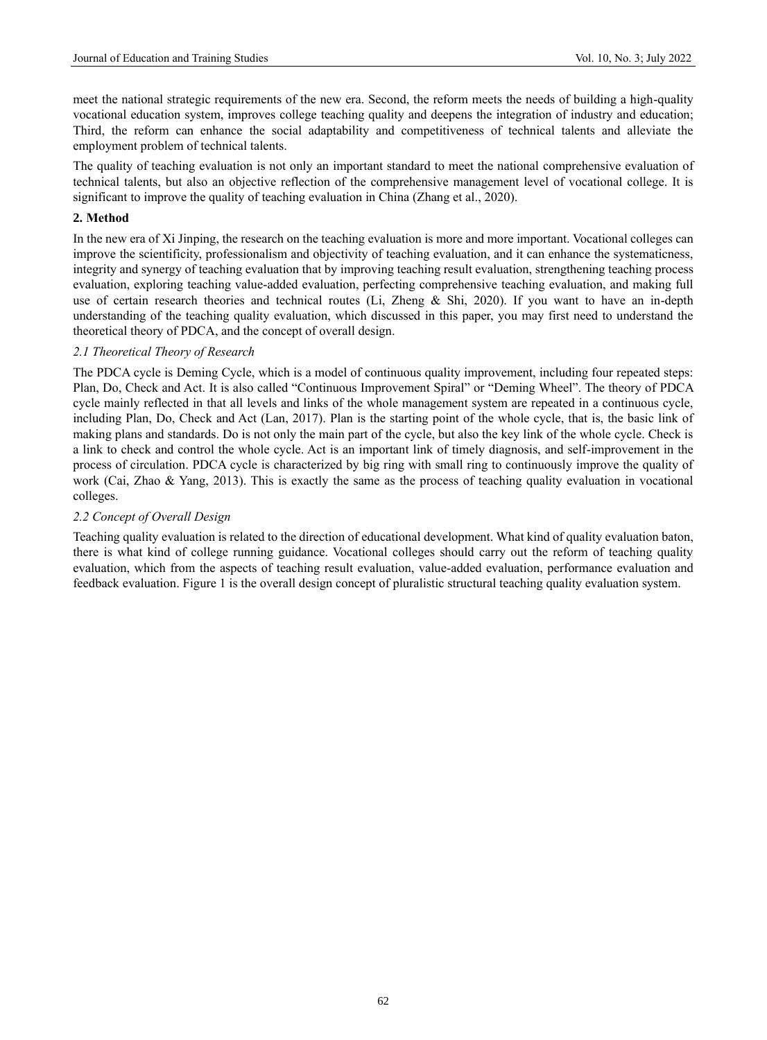meet the national strategic requirements of the new era. Second, the reform meets the needs of building a high-quality vocational education system, improves college teaching quality and deepens the integration of industry and education; Third, the reform can enhance the social adaptability and competitiveness of technical talents and alleviate the employment problem of technical talents.

The quality of teaching evaluation is not only an important standard to meet the national comprehensive evaluation of technical talents, but also an objective reflection of the comprehensive management level of vocational college. It is significant to improve the quality of teaching evaluation in China (Zhang et al., 2020).

## 2. Method

In the new era of Xi Jinping, the research on the teaching evaluation is more and more important. Vocational colleges can improve the scientificity, professionalism and objectivity of teaching evaluation, and it can enhance the systematicness, integrity and synergy of teaching evaluation that by improving teaching result evaluation, strengthening teaching process evaluation, exploring teaching value-added evaluation, perfecting comprehensive teaching evaluation, and making full use of certain research theories and technical routes (Li, Zheng & Shi, 2020). If you want to have an in-depth understanding of the teaching quality evaluation, which discussed in this paper, you may first need to understand the theoretical theory of PDCA, and the concept of overall design.

### *2.1 Theoretical Theory of Research*

The PDCA cycle is Deming Cycle, which is a model of continuous quality improvement, including four repeated steps: Plan, Do, Check and Act. It is also called "Continuous Improvement Spiral" or "Deming Wheel". The theory of PDCA cycle mainly reflected in that all levels and links of the whole management system are repeated in a continuous cycle, including Plan, Do, Check and Act (Lan, 2017). Plan is the starting point of the whole cycle, that is, the basic link of making plans and standards. Do is not only the main part of the cycle, but also the key link of the whole cycle. Check is a link to check and control the whole cycle. Act is an important link of timely diagnosis, and self-improvement in the process of circulation. PDCA cycle is characterized by big ring with small ring to continuously improve the quality of work (Cai, Zhao & Yang, 2013). This is exactly the same as the process of teaching quality evaluation in vocational colleges.

### *2.2 Concept of Overall Design*

Teaching quality evaluation is related to the direction of educational development. What kind of quality evaluation baton, there is what kind of college running guidance. Vocational colleges should carry out the reform of teaching quality evaluation, which from the aspects of teaching result evaluation, value-added evaluation, performance evaluation and feedback evaluation. Figure 1 is the overall design concept of pluralistic structural teaching quality evaluation system.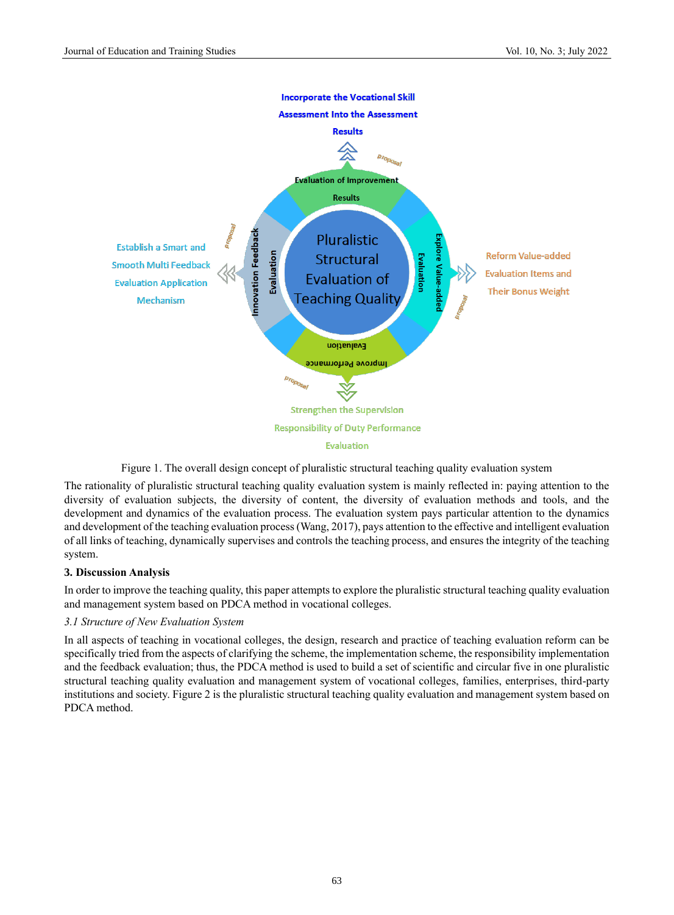Figure 1. The overall design concept of pluralistic structural teaching quality evaluation system

The rationality of pluralistic structural teaching quality evaluation system is mainly reflected in: paying attention to the diversity of evaluation subjects, the diversity of content, the diversity of evaluation methods and tools, and the development and dynamics of the evaluation process. The evaluation system pays particular attention to the dynamics and development of the teaching evaluation process (Wang, 2017), pays attention to the effective and intelligent evaluation of all links of teaching, dynamically supervises and controls the teaching process, and ensures the integrity of the teaching system.

## 3. Discussion Analysis

In order to improve the teaching quality, this paper attempts to explore the pluralistic structural teaching quality evaluation and management system based on PDCA method in vocational colleges.

### *3.1 Structure of New Evaluation System*

In all aspects of teaching in vocational colleges, the design, research and practice of teaching evaluation reform can be specifically tried from the aspects of clarifying the scheme, the implementation scheme, the responsibility implementation and the feedback evaluation; thus, the PDCA method is used to build a set of scientific and circular five in one pluralistic structural teaching quality evaluation and management system of vocational colleges, families, enterprises, third-party institutions and society. Figure 2 is the pluralistic structural teaching quality evaluation and management system based on PDCA method.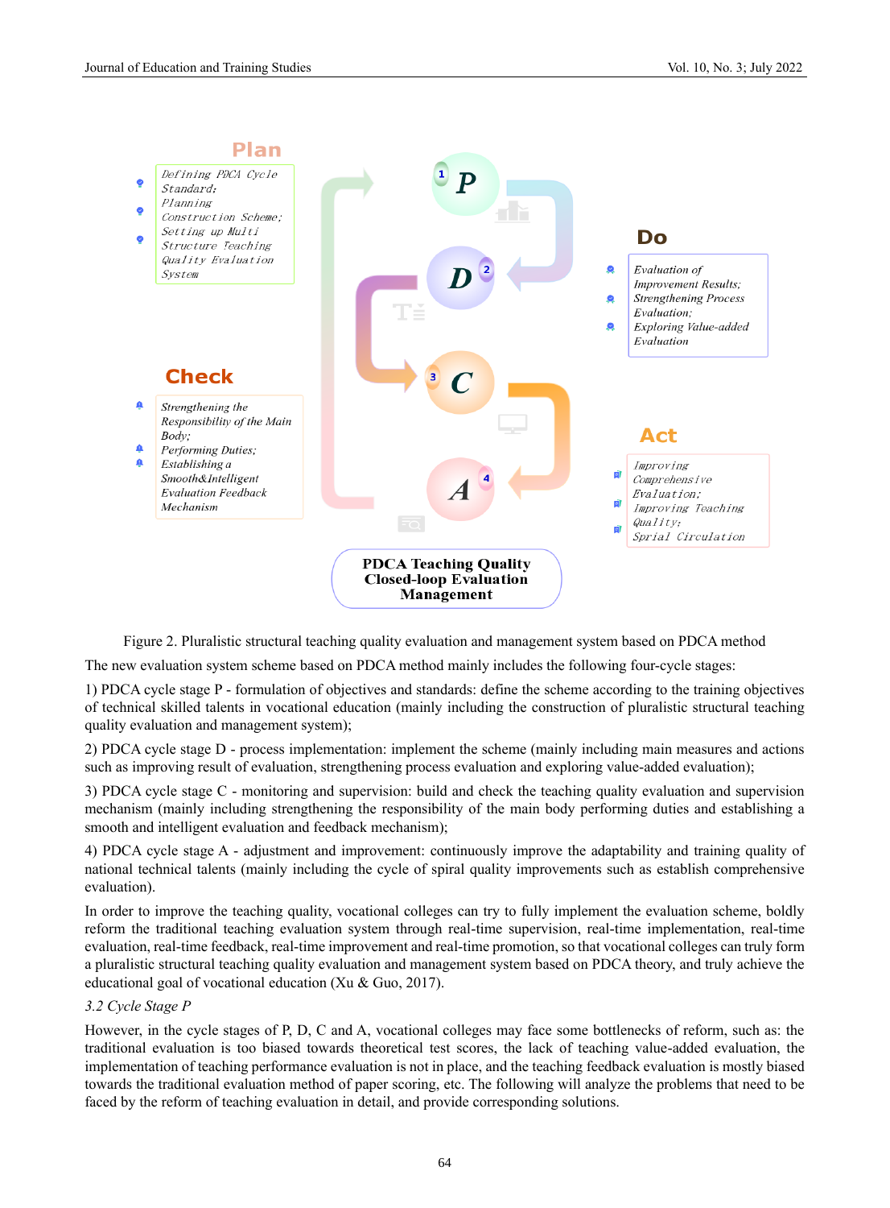Figure 2. Pluralistic structural teaching quality evaluation and management system based on PDCA method

The new evaluation system scheme based on PDCA method mainly includes the following four-cycle stages:

1) PDCA cycle stage P - formulation of objectives and standards: define the scheme according to the training objectives of technical skilled talents in vocational education (mainly including the construction of pluralistic structural teaching quality evaluation and management system);

2) PDCA cycle stage D - process implementation: implement the scheme (mainly including main measures and actions such as improving result of evaluation, strengthening process evaluation and exploring value-added evaluation);

3) PDCA cycle stage C - monitoring and supervision: build and check the teaching quality evaluation and supervision mechanism (mainly including strengthening the responsibility of the main body performing duties and establishing a smooth and intelligent evaluation and feedback mechanism);

4) PDCA cycle stage A - adjustment and improvement: continuously improve the adaptability and training quality of national technical talents (mainly including the cycle of spiral quality improvements such as establish comprehensive evaluation).

In order to improve the teaching quality, vocational colleges can try to fully implement the evaluation scheme, boldly reform the traditional teaching evaluation system through real-time supervision, real-time implementation, real-time evaluation, real-time feedback, real-time improvement and real-time promotion, so that vocational colleges can truly form a pluralistic structural teaching quality evaluation and management system based on PDCA theory, and truly achieve the educational goal of vocational education (Xu & Guo, 2017).

### *3.2 Cycle Stage P*

However, in the cycle stages of P, D, C and A, vocational colleges may face some bottlenecks of reform, such as: the traditional evaluation is too biased towards theoretical test scores, the lack of teaching value-added evaluation, the implementation of teaching performance evaluation is not in place, and the teaching feedback evaluation is mostly biased towards the traditional evaluation method of paper scoring, etc. The following will analyze the problems that need to be faced by the reform of teaching evaluation in detail, and provide corresponding solutions.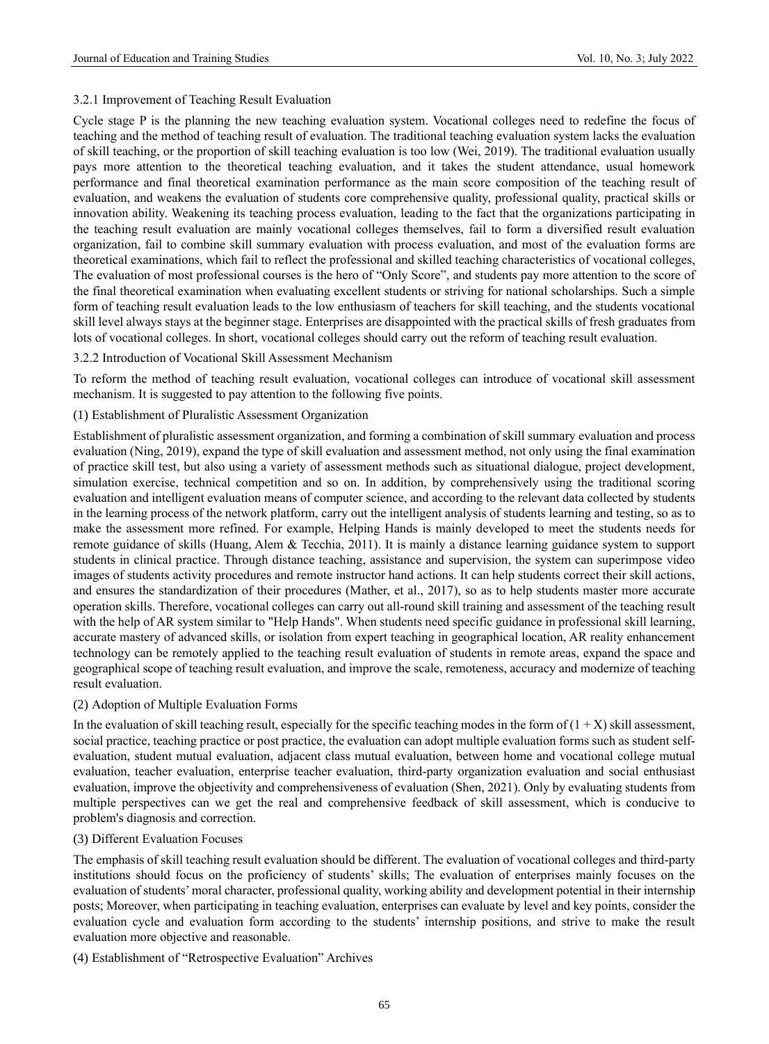#### 3.2.1 Improvement of Teaching Result Evaluation

Cycle stage P is the planning the new teaching evaluation system. Vocational colleges need to redefine the focus of teaching and the method of teaching result of evaluation. The traditional teaching evaluation system lacks the evaluation of skill teaching, or the proportion of skill teaching evaluation is too low (Wei, 2019). The traditional evaluation usually pays more attention to the theoretical teaching evaluation, and it takes the student attendance, usual homework performance and final theoretical examination performance as the main score composition of the teaching result of evaluation, and weakens the evaluation of students core comprehensive quality, professional quality, practical skills or innovation ability. Weakening its teaching process evaluation, leading to the fact that the organizations participating in the teaching result evaluation are mainly vocational colleges themselves, fail to form a diversified result evaluation organization, fail to combine skill summary evaluation with process evaluation, and most of the evaluation forms are theoretical examinations, which fail to reflect the professional and skilled teaching characteristics of vocational colleges, The evaluation of most professional courses is the hero of "Only Score", and students pay more attention to the score of the final theoretical examination when evaluating excellent students or striving for national scholarships. Such a simple form of teaching result evaluation leads to the low enthusiasm of teachers for skill teaching, and the students vocational skill level always stays at the beginner stage. Enterprises are disappointed with the practical skills of fresh graduates from lots of vocational colleges. In short, vocational colleges should carry out the reform of teaching result evaluation.

#### 3.2.2 Introduction of Vocational Skill Assessment Mechanism

To reform the method of teaching result evaluation, vocational colleges can introduce of vocational skill assessment mechanism. It is suggested to pay attention to the following five points.

(1) Establishment of Pluralistic Assessment Organization

Establishment of pluralistic assessment organization, and forming a combination of skill summary evaluation and process evaluation (Ning, 2019), expand the type of skill evaluation and assessment method, not only using the final examination of practice skill test, but also using a variety of assessment methods such as situational dialogue, project development, simulation exercise, technical competition and so on. In addition, by comprehensively using the traditional scoring evaluation and intelligent evaluation means of computer science, and according to the relevant data collected by students in the learning process of the network platform, carry out the intelligent analysis of students learning and testing, so as to make the assessment more refined. For example, Helping Hands is mainly developed to meet the students needs for remote guidance of skills (Huang, Alem & Tecchia, 2011). It is mainly a distance learning guidance system to support students in clinical practice. Through distance teaching, assistance and supervision, the system can superimpose video images of students activity procedures and remote instructor hand actions. It can help students correct their skill actions, and ensures the standardization of their procedures (Mather, et al., 2017), so as to help students master more accurate operation skills. Therefore, vocational colleges can carry out all-round skill training and assessment of the teaching result with the help of AR system similar to "Help Hands". When students need specific guidance in professional skill learning, accurate mastery of advanced skills, or isolation from expert teaching in geographical location, AR reality enhancement technology can be remotely applied to the teaching result evaluation of students in remote areas, expand the space and geographical scope of teaching result evaluation, and improve the scale, remoteness, accuracy and modernize of teaching result evaluation.

(2) Adoption of Multiple Evaluation Forms

In the evaluation of skill teaching result, especially for the specific teaching modes in the form of $(1 + X)$ skill assessment, social practice, teaching practice or post practice, the evaluation can adopt multiple evaluation forms such as student self-evaluation, student mutual evaluation, adjacent class mutual evaluation, between home and vocational college mutual evaluation, teacher evaluation, enterprise teacher evaluation, third-party organization evaluation and social enthusiast evaluation, improve the objectivity and comprehensiveness of evaluation (Shen, 2021). Only by evaluating students from multiple perspectives can we get the real and comprehensive feedback of skill assessment, which is conducive to problem's diagnosis and correction.

(3) Different Evaluation Focuses

The emphasis of skill teaching result evaluation should be different. The evaluation of vocational colleges and third-party institutions should focus on the proficiency of students' skills; The evaluation of enterprises mainly focuses on the evaluation of students' moral character, professional quality, working ability and development potential in their internship posts; Moreover, when participating in teaching evaluation, enterprises can evaluate by level and key points, consider the evaluation cycle and evaluation form according to the students' internship positions, and strive to make the result evaluation more objective and reasonable.

(4) Establishment of "Retrospective Evaluation" Archives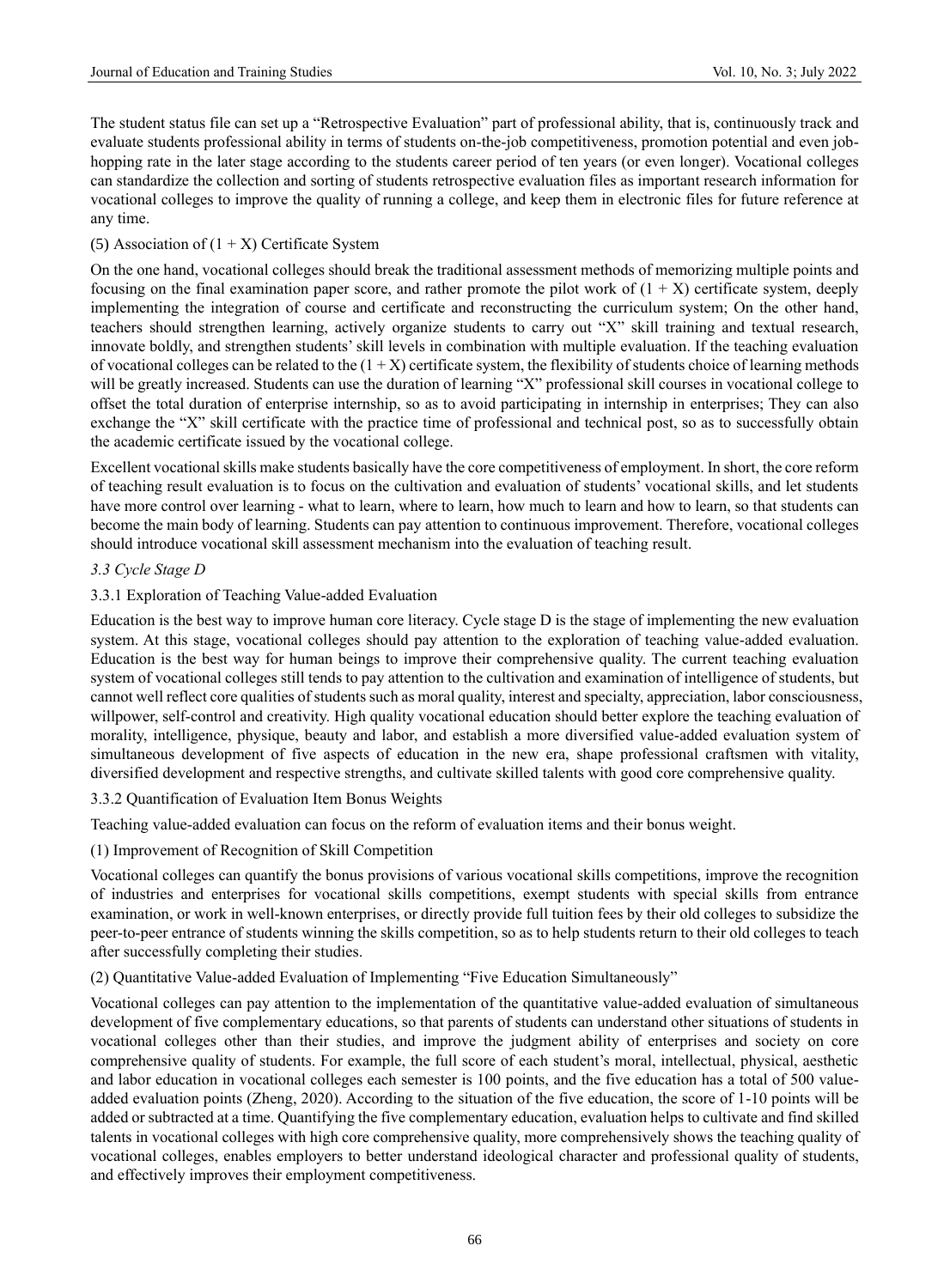The student status file can set up a "Retrospective Evaluation" part of professional ability, that is, continuously track and evaluate students professional ability in terms of students on-the-job competitiveness, promotion potential and even job-hopping rate in the later stage according to the students career period of ten years (or even longer). Vocational colleges can standardize the collection and sorting of students retrospective evaluation files as important research information for vocational colleges to improve the quality of running a college, and keep them in electronic files for future reference at any time.

(5) Association of (1 + X) Certificate System

On the one hand, vocational colleges should break the traditional assessment methods of memorizing multiple points and focusing on the final examination paper score, and rather promote the pilot work of (1 + X) certificate system, deeply implementing the integration of course and certificate and reconstructing the curriculum system; On the other hand, teachers should strengthen learning, actively organize students to carry out "X" skill training and textual research, innovate boldly, and strengthen students' skill levels in combination with multiple evaluation. If the teaching evaluation of vocational colleges can be related to the (1 + X) certificate system, the flexibility of students choice of learning methods will be greatly increased. Students can use the duration of learning "X" professional skill courses in vocational college to offset the total duration of enterprise internship, so as to avoid participating in internship in enterprises; They can also exchange the "X" skill certificate with the practice time of professional and technical post, so as to successfully obtain the academic certificate issued by the vocational college.

Excellent vocational skills make students basically have the core competitiveness of employment. In short, the core reform of teaching result evaluation is to focus on the cultivation and evaluation of students' vocational skills, and let students have more control over learning - what to learn, where to learn, how much to learn and how to learn, so that students can become the main body of learning. Students can pay attention to continuous improvement. Therefore, vocational colleges should introduce vocational skill assessment mechanism into the evaluation of teaching result.

### *3.3 Cycle Stage D*

#### 3.3.1 Exploration of Teaching Value-added Evaluation

Education is the best way to improve human core literacy. Cycle stage D is the stage of implementing the new evaluation system. At this stage, vocational colleges should pay attention to the exploration of teaching value-added evaluation. Education is the best way for human beings to improve their comprehensive quality. The current teaching evaluation system of vocational colleges still tends to pay attention to the cultivation and examination of intelligence of students, but cannot well reflect core qualities of students such as moral quality, interest and specialty, appreciation, labor consciousness, willpower, self-control and creativity. High quality vocational education should better explore the teaching evaluation of morality, intelligence, physique, beauty and labor, and establish a more diversified value-added evaluation system of simultaneous development of five aspects of education in the new era, shape professional craftsmen with vitality, diversified development and respective strengths, and cultivate skilled talents with good core comprehensive quality.

#### 3.3.2 Quantification of Evaluation Item Bonus Weights

Teaching value-added evaluation can focus on the reform of evaluation items and their bonus weight.

(1) Improvement of Recognition of Skill Competition

Vocational colleges can quantify the bonus provisions of various vocational skills competitions, improve the recognition of industries and enterprises for vocational skills competitions, exempt students with special skills from entrance examination, or work in well-known enterprises, or directly provide full tuition fees by their old colleges to subsidize the peer-to-peer entrance of students winning the skills competition, so as to help students return to their old colleges to teach after successfully completing their studies.

(2) Quantitative Value-added Evaluation of Implementing "Five Education Simultaneously"

Vocational colleges can pay attention to the implementation of the quantitative value-added evaluation of simultaneous development of five complementary educations, so that parents of students can understand other situations of students in vocational colleges other than their studies, and improve the judgment ability of enterprises and society on core comprehensive quality of students. For example, the full score of each student's moral, intellectual, physical, aesthetic and labor education in vocational colleges each semester is 100 points, and the five education has a total of 500 value-added evaluation points (Zheng, 2020). According to the situation of the five education, the score of 1-10 points will be added or subtracted at a time. Quantifying the five complementary education, evaluation helps to cultivate and find skilled talents in vocational colleges with high core comprehensive quality, more comprehensively shows the teaching quality of vocational colleges, enables employers to better understand ideological character and professional quality of students, and effectively improves their employment competitiveness.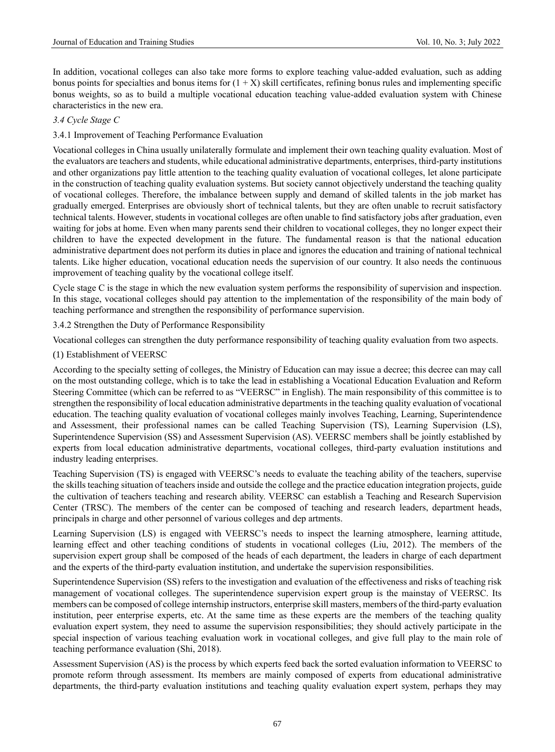In addition, vocational colleges can also take more forms to explore teaching value-added evaluation, such as adding bonus points for specialties and bonus items for (1 + X) skill certificates, refining bonus rules and implementing specific bonus weights, so as to build a multiple vocational education teaching value-added evaluation system with Chinese characteristics in the new era.

### *3.4 Cycle Stage C*

#### 3.4.1 Improvement of Teaching Performance Evaluation

Vocational colleges in China usually unilaterally formulate and implement their own teaching quality evaluation. Most of the evaluators are teachers and students, while educational administrative departments, enterprises, third-party institutions and other organizations pay little attention to the teaching quality evaluation of vocational colleges, let alone participate in the construction of teaching quality evaluation systems. But society cannot objectively understand the teaching quality of vocational colleges. Therefore, the imbalance between supply and demand of skilled talents in the job market has gradually emerged. Enterprises are obviously short of technical talents, but they are often unable to recruit satisfactory technical talents. However, students in vocational colleges are often unable to find satisfactory jobs after graduation, even waiting for jobs at home. Even when many parents send their children to vocational colleges, they no longer expect their children to have the expected development in the future. The fundamental reason is that the national education administrative department does not perform its duties in place and ignores the education and training of national technical talents. Like higher education, vocational education needs the supervision of our country. It also needs the continuous improvement of teaching quality by the vocational college itself.

Cycle stage C is the stage in which the new evaluation system performs the responsibility of supervision and inspection. In this stage, vocational colleges should pay attention to the implementation of the responsibility of the main body of teaching performance and strengthen the responsibility of performance supervision.

#### 3.4.2 Strengthen the Duty of Performance Responsibility

Vocational colleges can strengthen the duty performance responsibility of teaching quality evaluation from two aspects.

(1) Establishment of VEERSC

According to the specialty setting of colleges, the Ministry of Education can may issue a decree; this decree can may call on the most outstanding college, which is to take the lead in establishing a Vocational Education Evaluation and Reform Steering Committee (which can be referred to as "VEERSC" in English). The main responsibility of this committee is to strengthen the responsibility of local education administrative departments in the teaching quality evaluation of vocational education. The teaching quality evaluation of vocational colleges mainly involves Teaching, Learning, Superintendence and Assessment, their professional names can be called Teaching Supervision (TS), Learning Supervision (LS), Superintendence Supervision (SS) and Assessment Supervision (AS). VEERSC members shall be jointly established by experts from local education administrative departments, vocational colleges, third-party evaluation institutions and industry leading enterprises.

Teaching Supervision (TS) is engaged with VEERSC's needs to evaluate the teaching ability of the teachers, supervise the skills teaching situation of teachers inside and outside the college and the practice education integration projects, guide the cultivation of teachers teaching and research ability. VEERSC can establish a Teaching and Research Supervision Center (TRSC). The members of the center can be composed of teaching and research leaders, department heads, principals in charge and other personnel of various colleges and dep artments.

Learning Supervision (LS) is engaged with VEERSC's needs to inspect the learning atmosphere, learning attitude, learning effect and other teaching conditions of students in vocational colleges (Liu, 2012). The members of the supervision expert group shall be composed of the heads of each department, the leaders in charge of each department and the experts of the third-party evaluation institution, and undertake the supervision responsibilities.

Superintendence Supervision (SS) refers to the investigation and evaluation of the effectiveness and risks of teaching risk management of vocational colleges. The superintendence supervision expert group is the mainstay of VEERSC. Its members can be composed of college internship instructors, enterprise skill masters, members of the third-party evaluation institution, peer enterprise experts, etc. At the same time as these experts are the members of the teaching quality evaluation expert system, they need to assume the supervision responsibilities; they should actively participate in the special inspection of various teaching evaluation work in vocational colleges, and give full play to the main role of teaching performance evaluation (Shi, 2018).

Assessment Supervision (AS) is the process by which experts feed back the sorted evaluation information to VEERSC to promote reform through assessment. Its members are mainly composed of experts from educational administrative departments, the third-party evaluation institutions and teaching quality evaluation expert system, perhaps they may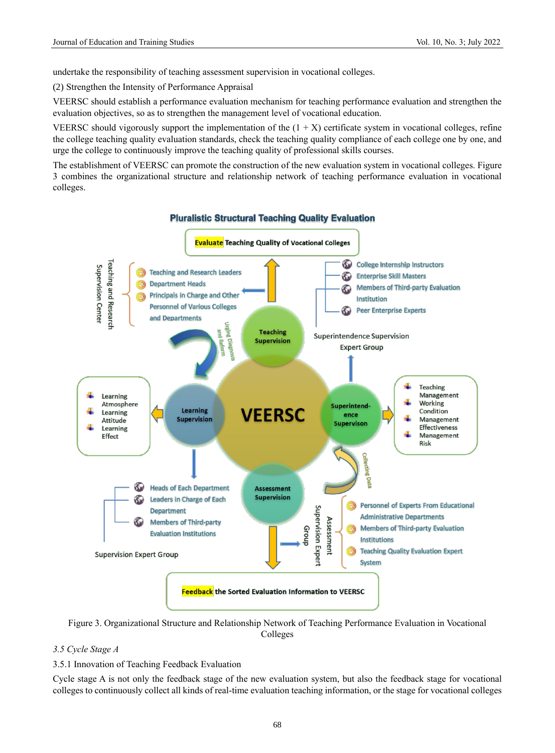undertake the responsibility of teaching assessment supervision in vocational colleges.

(2) Strengthen the Intensity of Performance Appraisal

VEERSC should establish a performance evaluation mechanism for teaching performance evaluation and strengthen the evaluation objectives, so as to strengthen the management level of vocational education.

VEERSC should vigorously support the implementation of the (1 + X) certificate system in vocational colleges, refine the college teaching quality evaluation standards, check the teaching quality compliance of each college one by one, and urge the college to continuously improve the teaching quality of professional skills courses.

The establishment of VEERSC can promote the construction of the new evaluation system in vocational colleges. Figure 3 combines the organizational structure and relationship network of teaching performance evaluation in vocational colleges.

Figure 3. Organizational Structure and Relationship Network of Teaching Performance Evaluation in Vocational Colleges

*3.5 Cycle Stage A*

3.5.1 Innovation of Teaching Feedback Evaluation

Cycle stage A is not only the feedback stage of the new evaluation system, but also the feedback stage for vocational colleges to continuously collect all kinds of real-time evaluation teaching information, or the stage for vocational colleges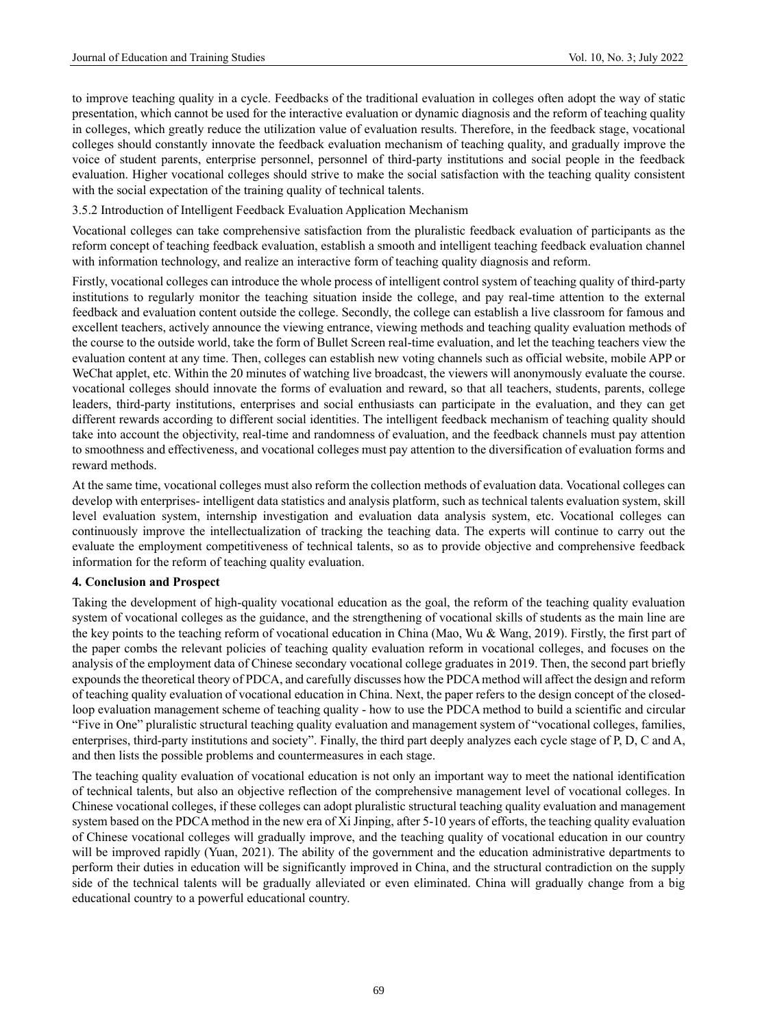to improve teaching quality in a cycle. Feedbacks of the traditional evaluation in colleges often adopt the way of static presentation, which cannot be used for the interactive evaluation or dynamic diagnosis and the reform of teaching quality in colleges, which greatly reduce the utilization value of evaluation results. Therefore, in the feedback stage, vocational colleges should constantly innovate the feedback evaluation mechanism of teaching quality, and gradually improve the voice of student parents, enterprise personnel, personnel of third-party institutions and social people in the feedback evaluation. Higher vocational colleges should strive to make the social satisfaction with the teaching quality consistent with the social expectation of the training quality of technical talents.

#### 3.5.2 Introduction of Intelligent Feedback Evaluation Application Mechanism

Vocational colleges can take comprehensive satisfaction from the pluralistic feedback evaluation of participants as the reform concept of teaching feedback evaluation, establish a smooth and intelligent teaching feedback evaluation channel with information technology, and realize an interactive form of teaching quality diagnosis and reform.

Firstly, vocational colleges can introduce the whole process of intelligent control system of teaching quality of third-party institutions to regularly monitor the teaching situation inside the college, and pay real-time attention to the external feedback and evaluation content outside the college. Secondly, the college can establish a live classroom for famous and excellent teachers, actively announce the viewing entrance, viewing methods and teaching quality evaluation methods of the course to the outside world, take the form of Bullet Screen real-time evaluation, and let the teaching teachers view the evaluation content at any time. Then, colleges can establish new voting channels such as official website, mobile APP or WeChat applet, etc. Within the 20 minutes of watching live broadcast, the viewers will anonymously evaluate the course. vocational colleges should innovate the forms of evaluation and reward, so that all teachers, students, parents, college leaders, third-party institutions, enterprises and social enthusiasts can participate in the evaluation, and they can get different rewards according to different social identities. The intelligent feedback mechanism of teaching quality should take into account the objectivity, real-time and randomness of evaluation, and the feedback channels must pay attention to smoothness and effectiveness, and vocational colleges must pay attention to the diversification of evaluation forms and reward methods.

At the same time, vocational colleges must also reform the collection methods of evaluation data. Vocational colleges can develop with enterprises- intelligent data statistics and analysis platform, such as technical talents evaluation system, skill level evaluation system, internship investigation and evaluation data analysis system, etc. Vocational colleges can continuously improve the intellectualization of tracking the teaching data. The experts will continue to carry out the evaluate the employment competitiveness of technical talents, so as to provide objective and comprehensive feedback information for the reform of teaching quality evaluation.

## 4. Conclusion and Prospect

Taking the development of high-quality vocational education as the goal, the reform of the teaching quality evaluation system of vocational colleges as the guidance, and the strengthening of vocational skills of students as the main line are the key points to the teaching reform of vocational education in China (Mao, Wu & Wang, 2019). Firstly, the first part of the paper combs the relevant policies of teaching quality evaluation reform in vocational colleges, and focuses on the analysis of the employment data of Chinese secondary vocational college graduates in 2019. Then, the second part briefly expounds the theoretical theory of PDCA, and carefully discusses how the PDCA method will affect the design and reform of teaching quality evaluation of vocational education in China. Next, the paper refers to the design concept of the closed-loop evaluation management scheme of teaching quality - how to use the PDCA method to build a scientific and circular "Five in One" pluralistic structural teaching quality evaluation and management system of "vocational colleges, families, enterprises, third-party institutions and society". Finally, the third part deeply analyzes each cycle stage of P, D, C and A, and then lists the possible problems and countermeasures in each stage.

The teaching quality evaluation of vocational education is not only an important way to meet the national identification of technical talents, but also an objective reflection of the comprehensive management level of vocational colleges. In Chinese vocational colleges, if these colleges can adopt pluralistic structural teaching quality evaluation and management system based on the PDCA method in the new era of Xi Jinping, after 5-10 years of efforts, the teaching quality evaluation of Chinese vocational colleges will gradually improve, and the teaching quality of vocational education in our country will be improved rapidly (Yuan, 2021). The ability of the government and the education administrative departments to perform their duties in education will be significantly improved in China, and the structural contradiction on the supply side of the technical talents will be gradually alleviated or even eliminated. China will gradually change from a big educational country to a powerful educational country.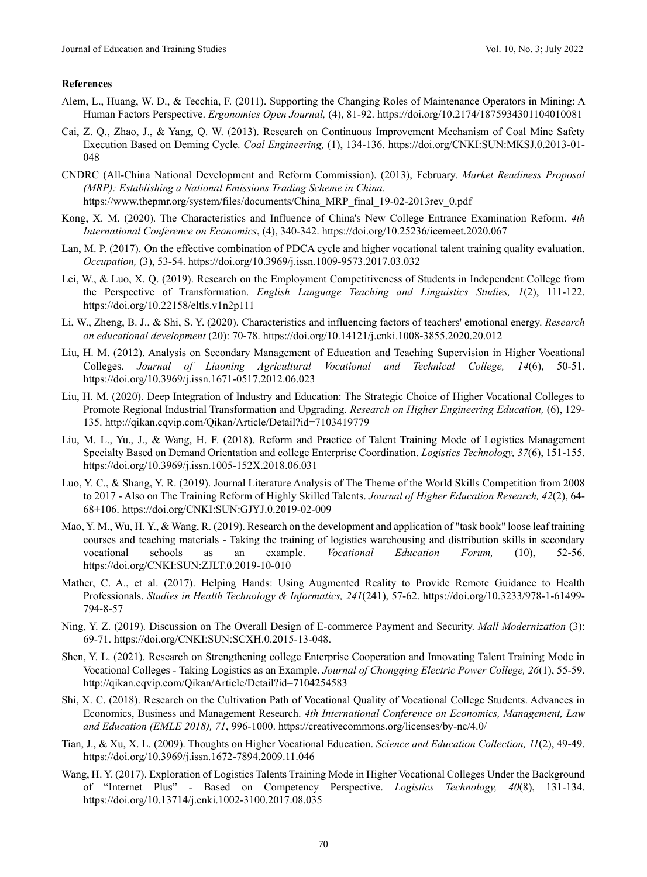**References**

Alem, L., Huang, W. D., & Tecchia, F. (2011). Supporting the Changing Roles of Maintenance Operators in Mining: A Human Factors Perspective. *Ergonomics Open Journal,* (4), 81-92. https://doi.org/10.2174/1875934301104010081

Cai, Z. Q., Zhao, J., & Yang, Q. W. (2013). Research on Continuous Improvement Mechanism of Coal Mine Safety Execution Based on Deming Cycle. *Coal Engineering,* (1), 134-136. https://doi.org/CNKI:SUN:MKSJ.0.2013-01-048

CNDRC (All-China National Development and Reform Commission). (2013), February. *Market Readiness Proposal (MRP): Establishing a National Emissions Trading Scheme in China.* https://www.thepmr.org/system/files/documents/China_MRP_final_19-02-2013rev_0.pdf

Kong, X. M. (2020). The Characteristics and Influence of China's New College Entrance Examination Reform. *4th International Conference on Economics*, (4), 340-342. https://doi.org/10.25236/icemeet.2020.067

Lan, M. P. (2017). On the effective combination of PDCA cycle and higher vocational talent training quality evaluation. *Occupation,* (3), 53-54. https://doi.org/10.3969/j.issn.1009-9573.2017.03.032

Lei, W., & Luo, X. Q. (2019). Research on the Employment Competitiveness of Students in Independent College from the Perspective of Transformation. *English Language Teaching and Linguistics Studies, 1*(2), 111-122. https://doi.org/10.22158/eltls.v1n2p111

Li, W., Zheng, B. J., & Shi, S. Y. (2020). Characteristics and influencing factors of teachers' emotional energy. *Research on educational development* (20): 70-78. https://doi.org/10.14121/j.cnki.1008-3855.2020.20.012

Liu, H. M. (2012). Analysis on Secondary Management of Education and Teaching Supervision in Higher Vocational Colleges. *Journal of Liaoning Agricultural Vocational and Technical College, 14*(6), 50-51. https://doi.org/10.3969/j.issn.1671-0517.2012.06.023

Liu, H. M. (2020). Deep Integration of Industry and Education: The Strategic Choice of Higher Vocational Colleges to Promote Regional Industrial Transformation and Upgrading. *Research on Higher Engineering Education,* (6), 129-135. http://qikan.cqvip.com/Qikan/Article/Detail?id=7103419779

Liu, M. L., Yu., J., & Wang, H. F. (2018). Reform and Practice of Talent Training Mode of Logistics Management Specialty Based on Demand Orientation and college Enterprise Coordination. *Logistics Technology, 37*(6), 151-155. https://doi.org/10.3969/j.issn.1005-152X.2018.06.031

Luo, Y. C., & Shang, Y. R. (2019). Journal Literature Analysis of The Theme of the World Skills Competition from 2008 to 2017 - Also on The Training Reform of Highly Skilled Talents. *Journal of Higher Education Research, 42*(2), 64-68+106. https://doi.org/CNKI:SUN:GJYJ.0.2019-02-009

Mao, Y. M., Wu, H. Y., & Wang, R. (2019). Research on the development and application of "task book" loose leaf training courses and teaching materials - Taking the training of logistics warehousing and distribution skills in secondary vocational schools as an example. *Vocational Education Forum,* (10), 52-56. https://doi.org/CNKI:SUN:ZJLT.0.2019-10-010

Mather, C. A., et al. (2017). Helping Hands: Using Augmented Reality to Provide Remote Guidance to Health Professionals. *Studies in Health Technology & Informatics, 241*(241), 57-62. https://doi.org/10.3233/978-1-61499-794-8-57

Ning, Y. Z. (2019). Discussion on The Overall Design of E-commerce Payment and Security. *Mall Modernization* (3): 69-71. https://doi.org/CNKI:SUN:SCXH.0.2015-13-048.

Shen, Y. L. (2021). Research on Strengthening college Enterprise Cooperation and Innovating Talent Training Mode in Vocational Colleges - Taking Logistics as an Example. *Journal of Chongqing Electric Power College, 26*(1), 55-59. http://qikan.cqvip.com/Qikan/Article/Detail?id=7104254583

Shi, X. C. (2018). Research on the Cultivation Path of Vocational Quality of Vocational College Students. Advances in Economics, Business and Management Research. *4th International Conference on Economics, Management, Law and Education (EMLE 2018), 71*, 996-1000. https://creativecommons.org/licenses/by-nc/4.0/

Tian, J., & Xu, X. L. (2009). Thoughts on Higher Vocational Education. *Science and Education Collection, 11*(2), 49-49. https://doi.org/10.3969/j.issn.1672-7894.2009.11.046

Wang, H. Y. (2017). Exploration of Logistics Talents Training Mode in Higher Vocational Colleges Under the Background of "Internet Plus" - Based on Competency Perspective. *Logistics Technology, 40*(8), 131-134. https://doi.org/10.13714/j.cnki.1002-3100.2017.08.035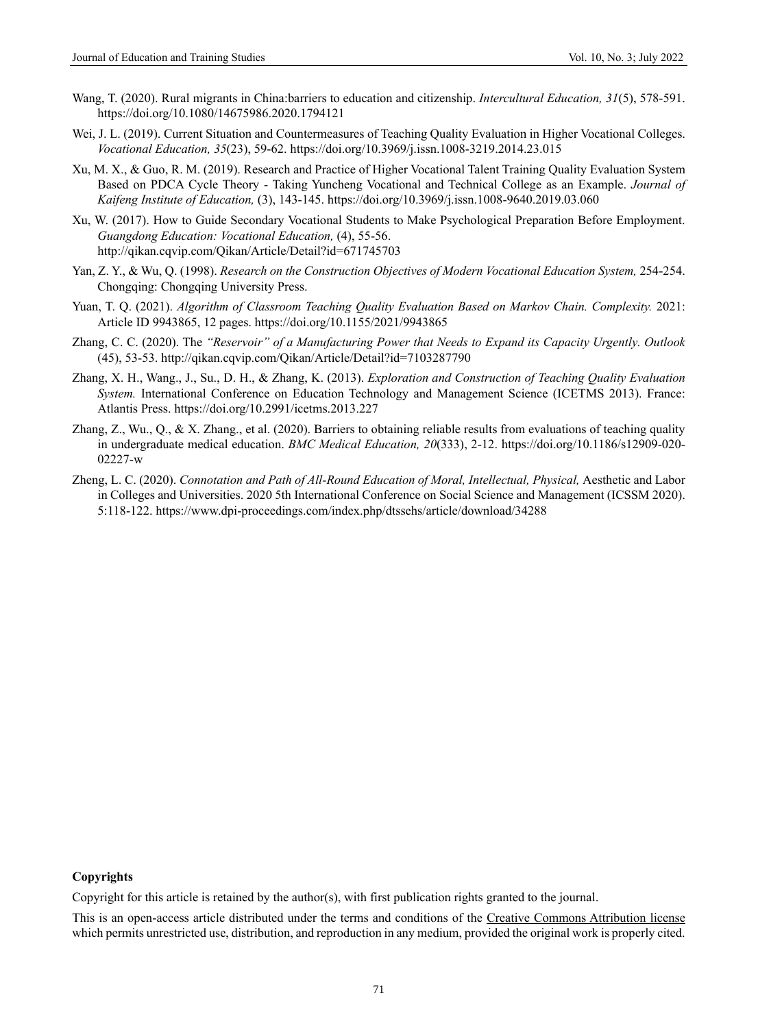Wang, T. (2020). Rural migrants in China:barriers to education and citizenship. *Intercultural Education, 31*(5), 578-591. https://doi.org/10.1080/14675986.2020.1794121

Wei, J. L. (2019). Current Situation and Countermeasures of Teaching Quality Evaluation in Higher Vocational Colleges. *Vocational Education, 35*(23), 59-62. https://doi.org/10.3969/j.issn.1008-3219.2014.23.015

Xu, M. X., & Guo, R. M. (2019). Research and Practice of Higher Vocational Talent Training Quality Evaluation System Based on PDCA Cycle Theory - Taking Yuncheng Vocational and Technical College as an Example. *Journal of Kaifeng Institute of Education,* (3), 143-145. https://doi.org/10.3969/j.issn.1008-9640.2019.03.060

Xu, W. (2017). How to Guide Secondary Vocational Students to Make Psychological Preparation Before Employment. *Guangdong Education: Vocational Education,* (4), 55-56. http://qikan.cqvip.com/Qikan/Article/Detail?id=671745703

Yan, Z. Y., & Wu, Q. (1998). *Research on the Construction Objectives of Modern Vocational Education System,* 254-254. Chongqing: Chongqing University Press.

Yuan, T. Q. (2021). *Algorithm of Classroom Teaching Quality Evaluation Based on Markov Chain. Complexity.* 2021: Article ID 9943865, 12 pages. https://doi.org/10.1155/2021/9943865

Zhang, C. C. (2020). The *"Reservoir" of a Manufacturing Power that Needs to Expand its Capacity Urgently. Outlook* (45), 53-53. http://qikan.cqvip.com/Qikan/Article/Detail?id=7103287790

Zhang, X. H., Wang., J., Su., D. H., & Zhang, K. (2013). *Exploration and Construction of Teaching Quality Evaluation System.* International Conference on Education Technology and Management Science (ICETMS 2013). France: Atlantis Press. https://doi.org/10.2991/icetms.2013.227

Zhang, Z., Wu., Q., & X. Zhang., et al. (2020). Barriers to obtaining reliable results from evaluations of teaching quality in undergraduate medical education. *BMC Medical Education, 20*(333), 2-12. https://doi.org/10.1186/s12909-020-02227-w

Zheng, L. C. (2020). *Connotation and Path of All-Round Education of Moral, Intellectual, Physical,* Aesthetic and Labor in Colleges and Universities. 2020 5th International Conference on Social Science and Management (ICSSM 2020). 5:118-122. https://www.dpi-proceedings.com/index.php/dtssehs/article/download/34288

**Copyrights**

Copyright for this article is retained by the author(s), with first publication rights granted to the journal.

This is an open-access article distributed under the terms and conditions of the Creative Commons Attribution license which permits unrestricted use, distribution, and reproduction in any medium, provided the original work is properly cited.